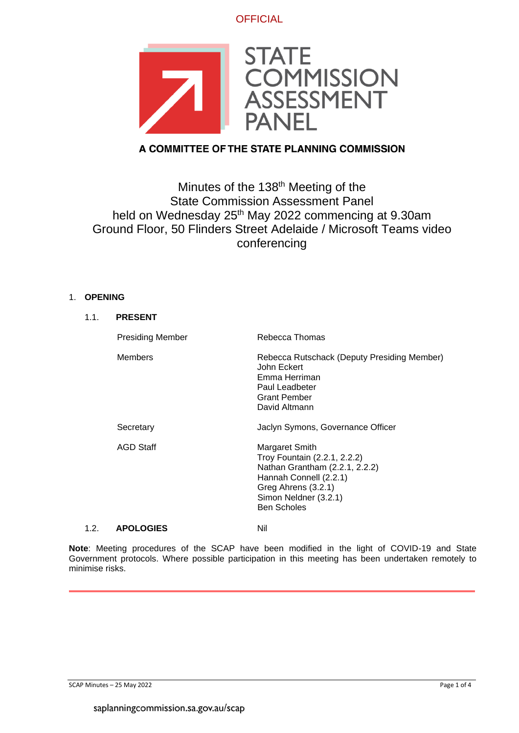OFFICIAL

# STATE COMMISSION ASSESSMENT PANEL

**A COMMITTEE OF THE STATE PLANNING COMMISSION**

Minutes of the 138th Meeting of the
State Commission Assessment Panel
held on Wednesday 25th May 2022 commencing at 9.30am
Ground Floor, 50 Flinders Street Adelaide / Microsoft Teams video conferencing

1. **OPENING**

   1.1. **PRESENT**

| | |
|---|---|
| Presiding Member | Rebecca Thomas |
| Members | Rebecca Rutschack (Deputy Presiding Member)<br>John Eckert<br>Emma Herriman<br>Paul Leadbeter<br>Grant Pember<br>David Altmann |
| Secretary | Jaclyn Symons, Governance Officer |
| AGD Staff | Margaret Smith<br>Troy Fountain (2.2.1, 2.2.2)<br>Nathan Grantham (2.2.1, 2.2.2)<br>Hannah Connell (2.2.1)<br>Greg Ahrens (3.2.1)<br>Simon Neldner (3.2.1)<br>Ben Scholes |

   1.2. **APOLOGIES** Nil

**Note**: Meeting procedures of the SCAP have been modified in the light of COVID-19 and State Government protocols. Where possible participation in this meeting has been undertaken remotely to minimise risks.

SCAP Minutes – 25 May 2022

saplanningcommission.sa.gov.au/scap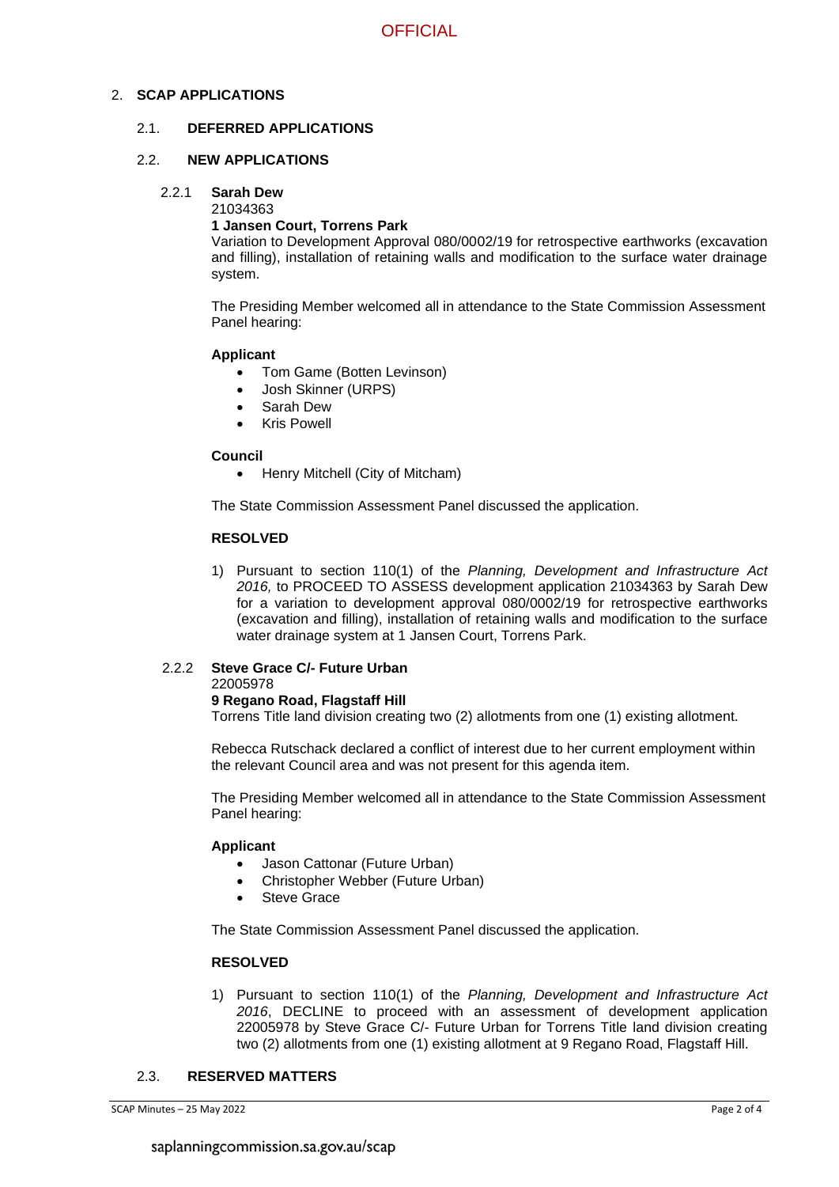## 2. SCAP APPLICATIONS

### 2.1. DEFERRED APPLICATIONS

### 2.2. NEW APPLICATIONS

#### 2.2.1 Sarah Dew

21034363

**1 Jansen Court, Torrens Park**

Variation to Development Approval 080/0002/19 for retrospective earthworks (excavation and filling), installation of retaining walls and modification to the surface water drainage system.

The Presiding Member welcomed all in attendance to the State Commission Assessment Panel hearing:

**Applicant**

- Tom Game (Botten Levinson)
- Josh Skinner (URPS)
- Sarah Dew
- Kris Powell

**Council**

- Henry Mitchell (City of Mitcham)

The State Commission Assessment Panel discussed the application.

**RESOLVED**

1) Pursuant to section 110(1) of the *Planning, Development and Infrastructure Act 2016,* to PROCEED TO ASSESS development application 21034363 by Sarah Dew for a variation to development approval 080/0002/19 for retrospective earthworks (excavation and filling), installation of retaining walls and modification to the surface water drainage system at 1 Jansen Court, Torrens Park.

#### 2.2.2 Steve Grace C/- Future Urban

22005978

**9 Regano Road, Flagstaff Hill**

Torrens Title land division creating two (2) allotments from one (1) existing allotment.

Rebecca Rutschack declared a conflict of interest due to her current employment within the relevant Council area and was not present for this agenda item.

The Presiding Member welcomed all in attendance to the State Commission Assessment Panel hearing:

**Applicant**

- Jason Cattonar (Future Urban)
- Christopher Webber (Future Urban)
- Steve Grace

The State Commission Assessment Panel discussed the application.

**RESOLVED**

1) Pursuant to section 110(1) of the *Planning, Development and Infrastructure Act 2016*, DECLINE to proceed with an assessment of development application 22005978 by Steve Grace C/- Future Urban for Torrens Title land division creating two (2) allotments from one (1) existing allotment at 9 Regano Road, Flagstaff Hill.

### 2.3. RESERVED MATTERS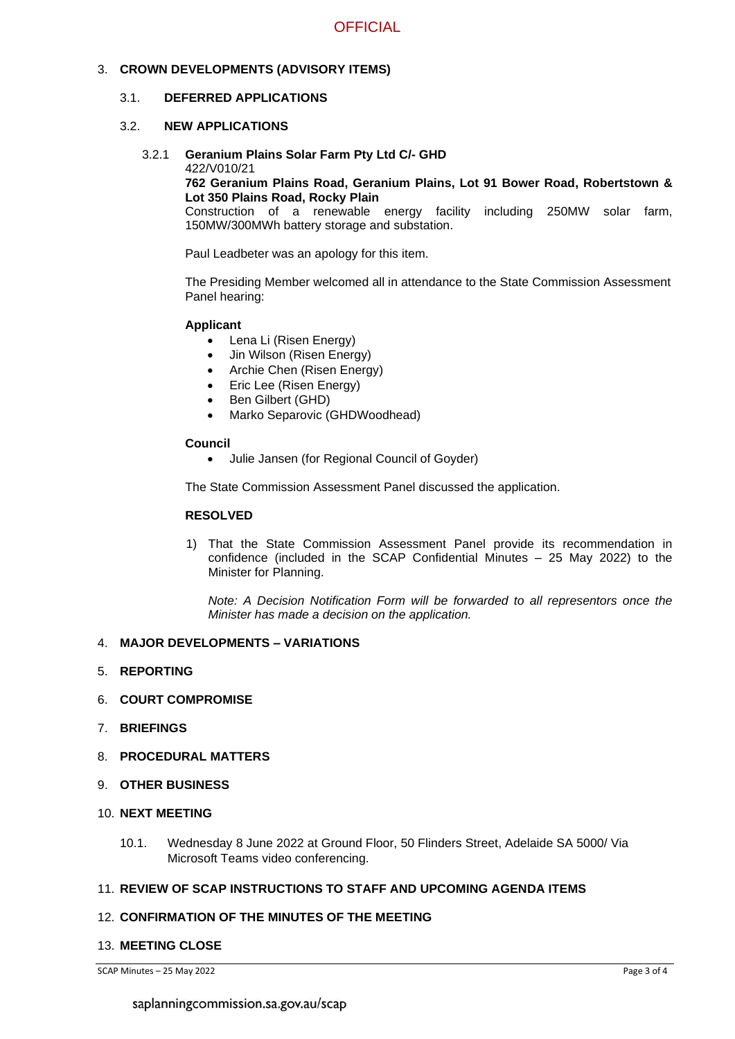3. **CROWN DEVELOPMENTS (ADVISORY ITEMS)**

3.1. **DEFERRED APPLICATIONS**

3.2. **NEW APPLICATIONS**

3.2.1 **Geranium Plains Solar Farm Pty Ltd C/- GHD**
422/V010/21
**762 Geranium Plains Road, Geranium Plains, Lot 91 Bower Road, Robertstown & Lot 350 Plains Road, Rocky Plain**
Construction of a renewable energy facility including 250MW solar farm, 150MW/300MWh battery storage and substation.

Paul Leadbeter was an apology for this item.

The Presiding Member welcomed all in attendance to the State Commission Assessment Panel hearing:

**Applicant**

- Lena Li (Risen Energy)
- Jin Wilson (Risen Energy)
- Archie Chen (Risen Energy)
- Eric Lee (Risen Energy)
- Ben Gilbert (GHD)
- Marko Separovic (GHDWoodhead)

**Council**

- Julie Jansen (for Regional Council of Goyder)

The State Commission Assessment Panel discussed the application.

**RESOLVED**

1) That the State Commission Assessment Panel provide its recommendation in confidence (included in the SCAP Confidential Minutes – 25 May 2022) to the Minister for Planning.

*Note: A Decision Notification Form will be forwarded to all representors once the Minister has made a decision on the application.*

4. **MAJOR DEVELOPMENTS – VARIATIONS**

5. **REPORTING**

6. **COURT COMPROMISE**

7. **BRIEFINGS**

8. **PROCEDURAL MATTERS**

9. **OTHER BUSINESS**

10. **NEXT MEETING**

10.1. Wednesday 8 June 2022 at Ground Floor, 50 Flinders Street, Adelaide SA 5000/ Via Microsoft Teams video conferencing.

11. **REVIEW OF SCAP INSTRUCTIONS TO STAFF AND UPCOMING AGENDA ITEMS**

12. **CONFIRMATION OF THE MINUTES OF THE MEETING**

13. **MEETING CLOSE**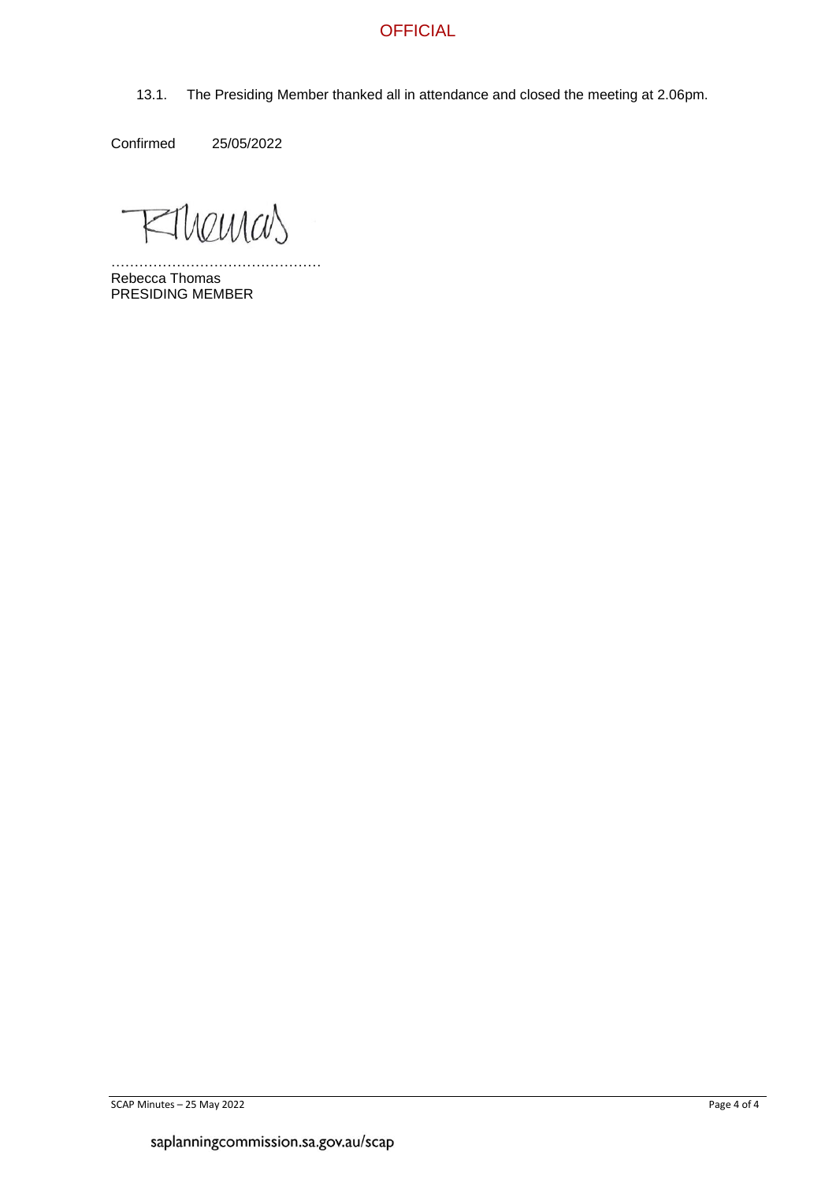13.1. The Presiding Member thanked all in attendance and closed the meeting at 2.06pm.

Confirmed 25/05/2022

………………………………………
Rebecca Thomas
PRESIDING MEMBER